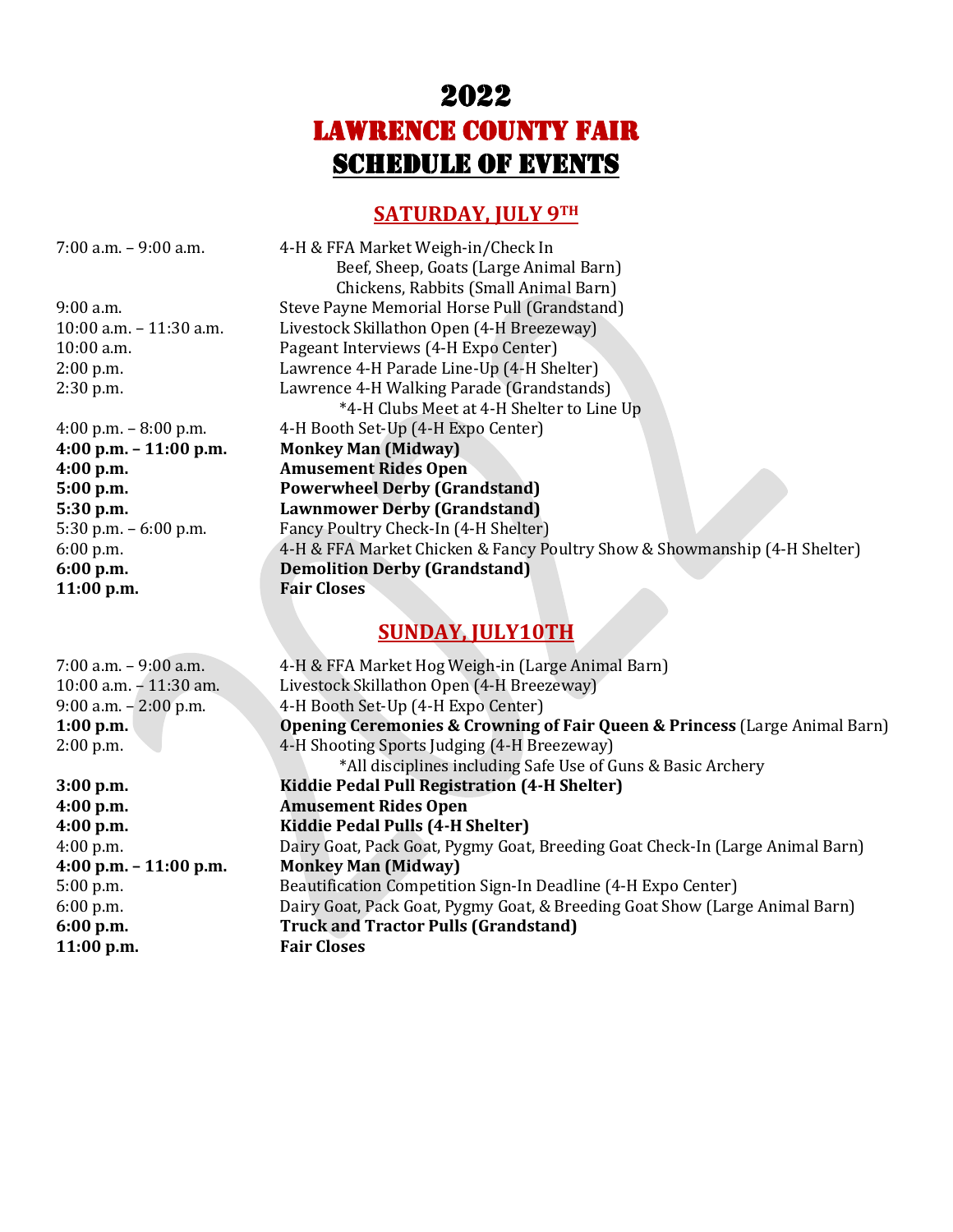# 2022

# LAWRENCE COUNTY FAIR

# SCHEDULE OF EVENTS

## SATURDAY, JULY 9TH

| Time | Event |
|---|---|
| 7:00 a.m. – 9:00 a.m. | 4-H & FFA Market Weigh-in/Check In<br>Beef, Sheep, Goats (Large Animal Barn)<br>Chickens, Rabbits (Small Animal Barn) |
| 9:00 a.m. | Steve Payne Memorial Horse Pull (Grandstand) |
| 10:00 a.m. – 11:30 a.m. | Livestock Skillathon Open (4-H Breezeway) |
| 10:00 a.m. | Pageant Interviews (4-H Expo Center) |
| 2:00 p.m. | Lawrence 4-H Parade Line-Up (4-H Shelter) |
| 2:30 p.m. | Lawrence 4-H Walking Parade (Grandstands)<br>*4-H Clubs Meet at 4-H Shelter to Line Up |
| 4:00 p.m. – 8:00 p.m. | 4-H Booth Set-Up (4-H Expo Center) |
| **4:00 p.m. – 11:00 p.m.** | **Monkey Man (Midway)** |
| **4:00 p.m.** | **Amusement Rides Open** |
| **5:00 p.m.** | **Powerwheel Derby (Grandstand)** |
| **5:30 p.m.** | **Lawnmower Derby (Grandstand)** |
| 5:30 p.m. – 6:00 p.m. | Fancy Poultry Check-In (4-H Shelter) |
| 6:00 p.m. | 4-H & FFA Market Chicken & Fancy Poultry Show & Showmanship (4-H Shelter) |
| **6:00 p.m.** | **Demolition Derby (Grandstand)** |
| **11:00 p.m.** | **Fair Closes** |

## SUNDAY, JULY10TH

| Time | Event |
|---|---|
| 7:00 a.m. – 9:00 a.m. | 4-H & FFA Market Hog Weigh-in (Large Animal Barn) |
| 10:00 a.m. – 11:30 am. | Livestock Skillathon Open (4-H Breezeway) |
| 9:00 a.m. – 2:00 p.m. | 4-H Booth Set-Up (4-H Expo Center) |
| **1:00 p.m.** | **Opening Ceremonies & Crowning of Fair Queen & Princess** (Large Animal Barn) |
| 2:00 p.m. | 4-H Shooting Sports Judging (4-H Breezeway)<br>*All disciplines including Safe Use of Guns & Basic Archery |
| **3:00 p.m.** | **Kiddie Pedal Pull Registration (4-H Shelter)** |
| **4:00 p.m.** | **Amusement Rides Open** |
| **4:00 p.m.** | **Kiddie Pedal Pulls (4-H Shelter)** |
| 4:00 p.m. | Dairy Goat, Pack Goat, Pygmy Goat, Breeding Goat Check-In (Large Animal Barn) |
| **4:00 p.m. – 11:00 p.m.** | **Monkey Man (Midway)** |
| 5:00 p.m. | Beautification Competition Sign-In Deadline (4-H Expo Center) |
| 6:00 p.m. | Dairy Goat, Pack Goat, Pygmy Goat, & Breeding Goat Show (Large Animal Barn) |
| **6:00 p.m.** | **Truck and Tractor Pulls (Grandstand)** |
| **11:00 p.m.** | **Fair Closes** |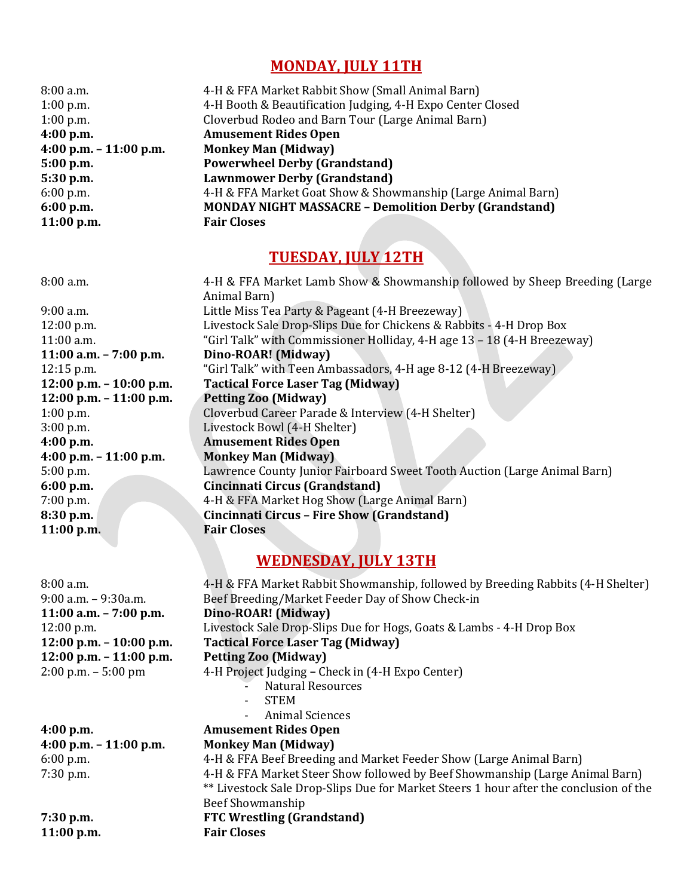## MONDAY, JULY 11TH

| | |
|---|---|
| 8:00 a.m. | 4-H & FFA Market Rabbit Show (Small Animal Barn) |
| 1:00 p.m. | 4-H Booth & Beautification Judging, 4-H Expo Center Closed |
| 1:00 p.m. | Cloverbud Rodeo and Barn Tour (Large Animal Barn) |
| **4:00 p.m.** | **Amusement Rides Open** |
| **4:00 p.m. – 11:00 p.m.** | **Monkey Man (Midway)** |
| **5:00 p.m.** | **Powerwheel Derby (Grandstand)** |
| **5:30 p.m.** | **Lawnmower Derby (Grandstand)** |
| 6:00 p.m. | 4-H & FFA Market Goat Show & Showmanship (Large Animal Barn) |
| **6:00 p.m.** | **MONDAY NIGHT MASSACRE – Demolition Derby (Grandstand)** |
| **11:00 p.m.** | **Fair Closes** |

## TUESDAY, JULY 12TH

| | |
|---|---|
| 8:00 a.m. | 4-H & FFA Market Lamb Show & Showmanship followed by Sheep Breeding (Large Animal Barn) |
| 9:00 a.m. | Little Miss Tea Party & Pageant (4-H Breezeway) |
| 12:00 p.m. | Livestock Sale Drop-Slips Due for Chickens & Rabbits - 4-H Drop Box |
| 11:00 a.m. | "Girl Talk" with Commissioner Holliday, 4-H age 13 – 18 (4-H Breezeway) |
| **11:00 a.m. – 7:00 p.m.** | **Dino-ROAR! (Midway)** |
| 12:15 p.m. | "Girl Talk" with Teen Ambassadors, 4-H age 8-12 (4-H Breezeway) |
| **12:00 p.m. – 10:00 p.m.** | **Tactical Force Laser Tag (Midway)** |
| **12:00 p.m. – 11:00 p.m.** | **Petting Zoo (Midway)** |
| 1:00 p.m. | Cloverbud Career Parade & Interview (4-H Shelter) |
| 3:00 p.m. | Livestock Bowl (4-H Shelter) |
| **4:00 p.m.** | **Amusement Rides Open** |
| **4:00 p.m. – 11:00 p.m.** | **Monkey Man (Midway)** |
| 5:00 p.m. | Lawrence County Junior Fairboard Sweet Tooth Auction (Large Animal Barn) |
| **6:00 p.m.** | **Cincinnati Circus (Grandstand)** |
| 7:00 p.m. | 4-H & FFA Market Hog Show (Large Animal Barn) |
| **8:30 p.m.** | **Cincinnati Circus – Fire Show (Grandstand)** |
| **11:00 p.m.** | **Fair Closes** |

## WEDNESDAY, JULY 13TH

| | |
|---|---|
| 8:00 a.m. | 4-H & FFA Market Rabbit Showmanship, followed by Breeding Rabbits (4-H Shelter) |
| 9:00 a.m. – 9:30a.m. | Beef Breeding/Market Feeder Day of Show Check-in |
| **11:00 a.m. – 7:00 p.m.** | **Dino-ROAR! (Midway)** |
| 12:00 p.m. | Livestock Sale Drop-Slips Due for Hogs, Goats & Lambs - 4-H Drop Box |
| **12:00 p.m. – 10:00 p.m.** | **Tactical Force Laser Tag (Midway)** |
| **12:00 p.m. – 11:00 p.m.** | **Petting Zoo (Midway)** |
| 2:00 p.m. – 5:00 pm | 4-H Project Judging **–** Check in (4-H Expo Center)<br>- Natural Resources<br>- STEM<br>- Animal Sciences |
| **4:00 p.m.** | **Amusement Rides Open** |
| **4:00 p.m. – 11:00 p.m.** | **Monkey Man (Midway)** |
| 6:00 p.m. | 4-H & FFA Beef Breeding and Market Feeder Show (Large Animal Barn) |
| 7:30 p.m. | 4-H & FFA Market Steer Show followed by Beef Showmanship (Large Animal Barn)<br>** Livestock Sale Drop-Slips Due for Market Steers 1 hour after the conclusion of the Beef Showmanship |
| **7:30 p.m.** | **FTC Wrestling (Grandstand)** |
| **11:00 p.m.** | **Fair Closes** |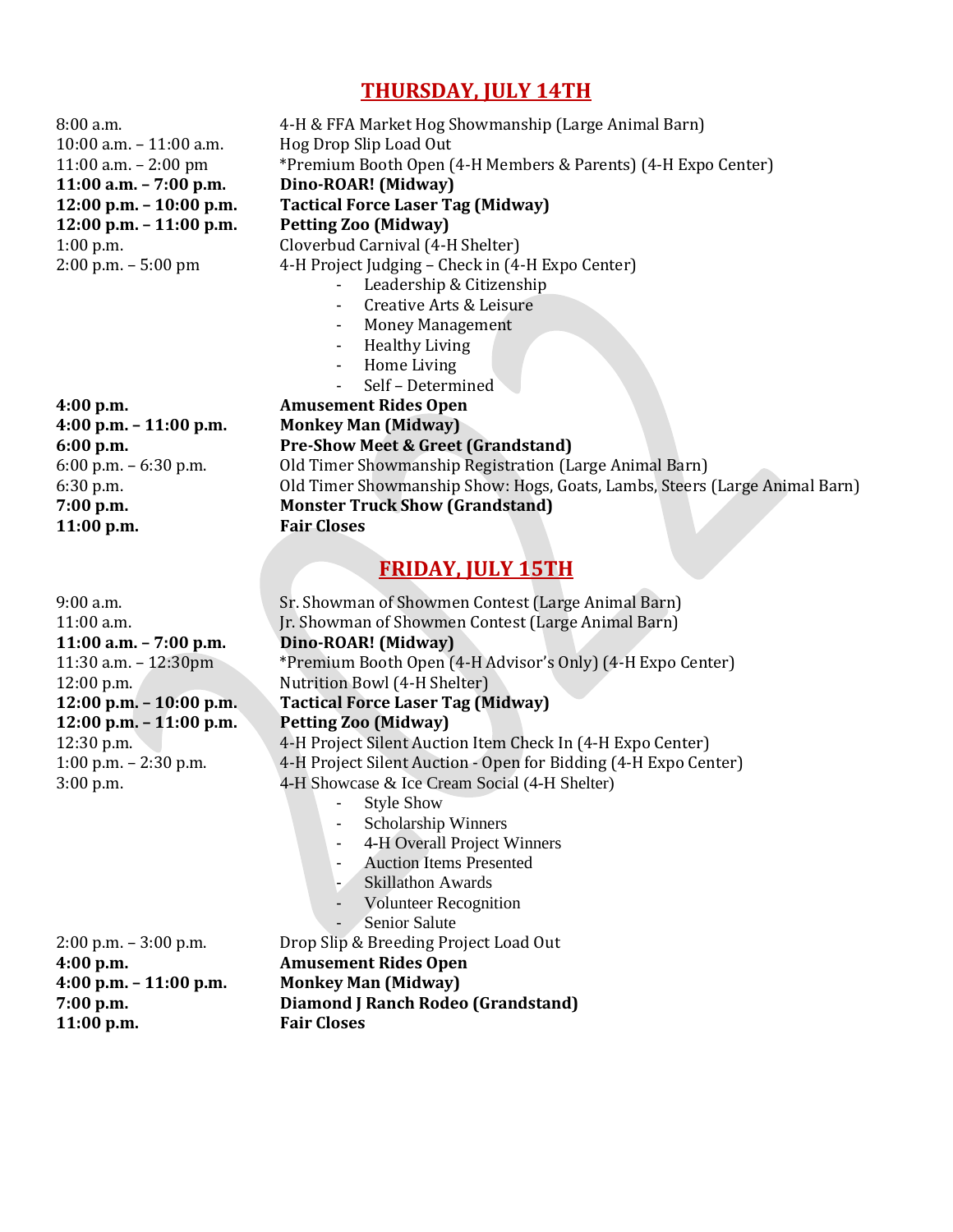## THURSDAY, JULY 14TH

| | |
|---|---|
| 8:00 a.m. | 4-H & FFA Market Hog Showmanship (Large Animal Barn) |
| 10:00 a.m. – 11:00 a.m. | Hog Drop Slip Load Out |
| 11:00 a.m. – 2:00 pm | *Premium Booth Open (4-H Members & Parents) (4-H Expo Center) |
| **11:00 a.m. – 7:00 p.m.** | **Dino-ROAR! (Midway)** |
| **12:00 p.m. – 10:00 p.m.** | **Tactical Force Laser Tag (Midway)** |
| **12:00 p.m. – 11:00 p.m.** | **Petting Zoo (Midway)** |
| 1:00 p.m. | Cloverbud Carnival (4-H Shelter) |
| 2:00 p.m. – 5:00 pm | 4-H Project Judging – Check in (4-H Expo Center)<br>- Leadership & Citizenship<br>- Creative Arts & Leisure<br>- Money Management<br>- Healthy Living<br>- Home Living<br>- Self – Determined |
| **4:00 p.m.** | **Amusement Rides Open** |
| **4:00 p.m. – 11:00 p.m.** | **Monkey Man (Midway)** |
| **6:00 p.m.** | **Pre-Show Meet & Greet (Grandstand)** |
| 6:00 p.m. – 6:30 p.m. | Old Timer Showmanship Registration (Large Animal Barn) |
| 6:30 p.m. | Old Timer Showmanship Show: Hogs, Goats, Lambs, Steers (Large Animal Barn) |
| **7:00 p.m.** | **Monster Truck Show (Grandstand)** |
| **11:00 p.m.** | **Fair Closes** |

## FRIDAY, JULY 15TH

| | |
|---|---|
| 9:00 a.m. | Sr. Showman of Showmen Contest (Large Animal Barn) |
| 11:00 a.m. | Jr. Showman of Showmen Contest (Large Animal Barn) |
| **11:00 a.m. – 7:00 p.m.** | **Dino-ROAR! (Midway)** |
| 11:30 a.m. – 12:30pm | *Premium Booth Open (4-H Advisor's Only) (4-H Expo Center) |
| 12:00 p.m. | Nutrition Bowl (4-H Shelter) |
| **12:00 p.m. – 10:00 p.m.** | **Tactical Force Laser Tag (Midway)** |
| **12:00 p.m. – 11:00 p.m.** | **Petting Zoo (Midway)** |
| 12:30 p.m. | 4-H Project Silent Auction Item Check In (4-H Expo Center) |
| 1:00 p.m. – 2:30 p.m. | 4-H Project Silent Auction - Open for Bidding (4-H Expo Center) |
| 3:00 p.m. | 4-H Showcase & Ice Cream Social (4-H Shelter)<br>- Style Show<br>- Scholarship Winners<br>- 4-H Overall Project Winners<br>- Auction Items Presented<br>- Skillathon Awards<br>- Volunteer Recognition<br>- Senior Salute |
| 2:00 p.m. – 3:00 p.m. | Drop Slip & Breeding Project Load Out |
| **4:00 p.m.** | **Amusement Rides Open** |
| **4:00 p.m. – 11:00 p.m.** | **Monkey Man (Midway)** |
| **7:00 p.m.** | **Diamond J Ranch Rodeo (Grandstand)** |
| **11:00 p.m.** | **Fair Closes** |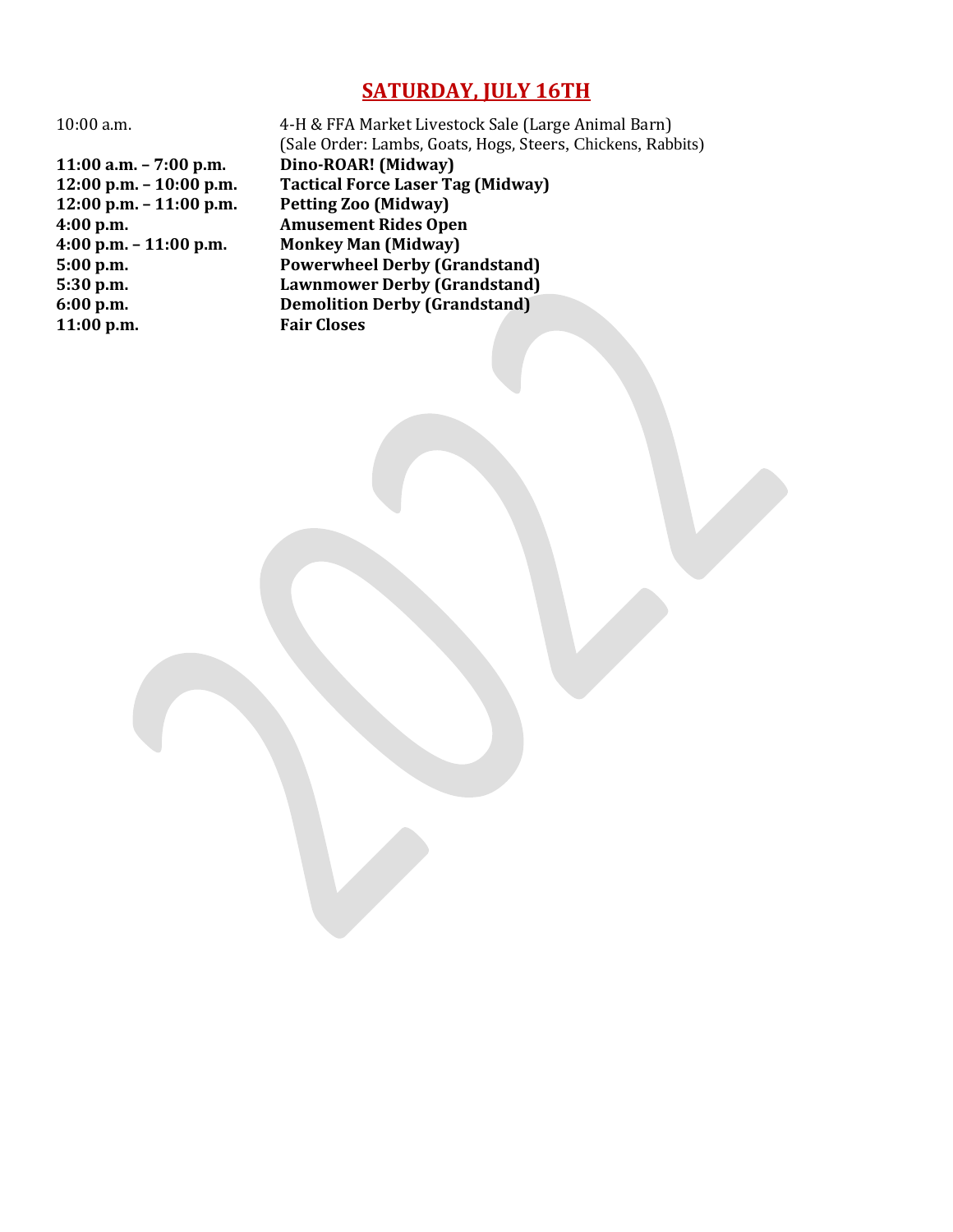## SATURDAY, JULY 16TH

| | |
|---|---|
| 10:00 a.m. | 4-H & FFA Market Livestock Sale (Large Animal Barn) (Sale Order: Lambs, Goats, Hogs, Steers, Chickens, Rabbits) |
| **11:00 a.m. – 7:00 p.m.** | **Dino-ROAR! (Midway)** |
| **12:00 p.m. – 10:00 p.m.** | **Tactical Force Laser Tag (Midway)** |
| **12:00 p.m. – 11:00 p.m.** | **Petting Zoo (Midway)** |
| **4:00 p.m.** | **Amusement Rides Open** |
| **4:00 p.m. – 11:00 p.m.** | **Monkey Man (Midway)** |
| **5:00 p.m.** | **Powerwheel Derby (Grandstand)** |
| **5:30 p.m.** | **Lawnmower Derby (Grandstand)** |
| **6:00 p.m.** | **Demolition Derby (Grandstand)** |
| **11:00 p.m.** | **Fair Closes** |